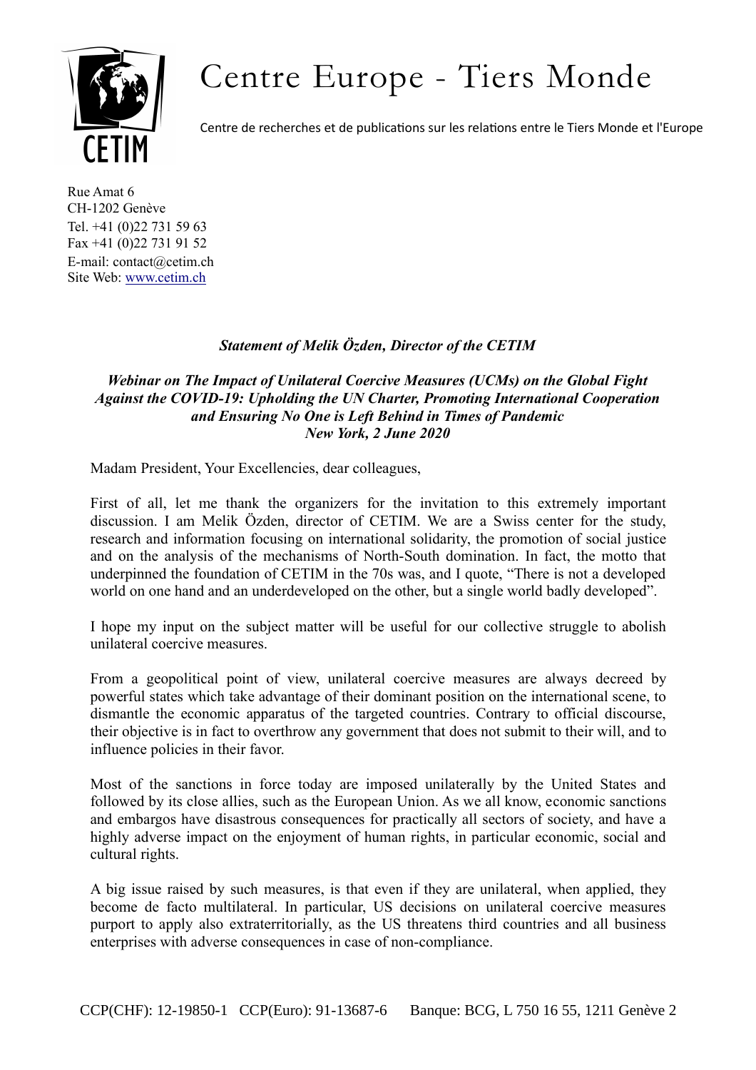# Centre Europe - Tiers Monde

Centre de recherches et de publications sur les relations entre le Tiers Monde et l'Europe

Rue Amat 6
CH-1202 Genève
Tel. +41 (0)22 731 59 63
Fax +41 (0)22 731 91 52
E-mail: contact@cetim.ch
Site Web: www.cetim.ch

***Statement of Melik Özden, Director of the CETIM***

***Webinar on The Impact of Unilateral Coercive Measures (UCMs) on the Global Fight Against the COVID-19: Upholding the UN Charter, Promoting International Cooperation and Ensuring No One is Left Behind in Times of Pandemic***
***New York, 2 June 2020***

Madam President, Your Excellencies, dear colleagues,

First of all, let me thank the organizers for the invitation to this extremely important discussion. I am Melik Özden, director of CETIM. We are a Swiss center for the study, research and information focusing on international solidarity, the promotion of social justice and on the analysis of the mechanisms of North-South domination. In fact, the motto that underpinned the foundation of CETIM in the 70s was, and I quote, "There is not a developed world on one hand and an underdeveloped on the other, but a single world badly developed".

I hope my input on the subject matter will be useful for our collective struggle to abolish unilateral coercive measures.

From a geopolitical point of view, unilateral coercive measures are always decreed by powerful states which take advantage of their dominant position on the international scene, to dismantle the economic apparatus of the targeted countries. Contrary to official discourse, their objective is in fact to overthrow any government that does not submit to their will, and to influence policies in their favor.

Most of the sanctions in force today are imposed unilaterally by the United States and followed by its close allies, such as the European Union. As we all know, economic sanctions and embargos have disastrous consequences for practically all sectors of society, and have a highly adverse impact on the enjoyment of human rights, in particular economic, social and cultural rights.

A big issue raised by such measures, is that even if they are unilateral, when applied, they become de facto multilateral. In particular, US decisions on unilateral coercive measures purport to apply also extraterritorially, as the US threatens third countries and all business enterprises with adverse consequences in case of non-compliance.

CCP(CHF): 12-19850-1 CCP(Euro): 91-13687-6 Banque: BCG, L 750 16 55, 1211 Genève 2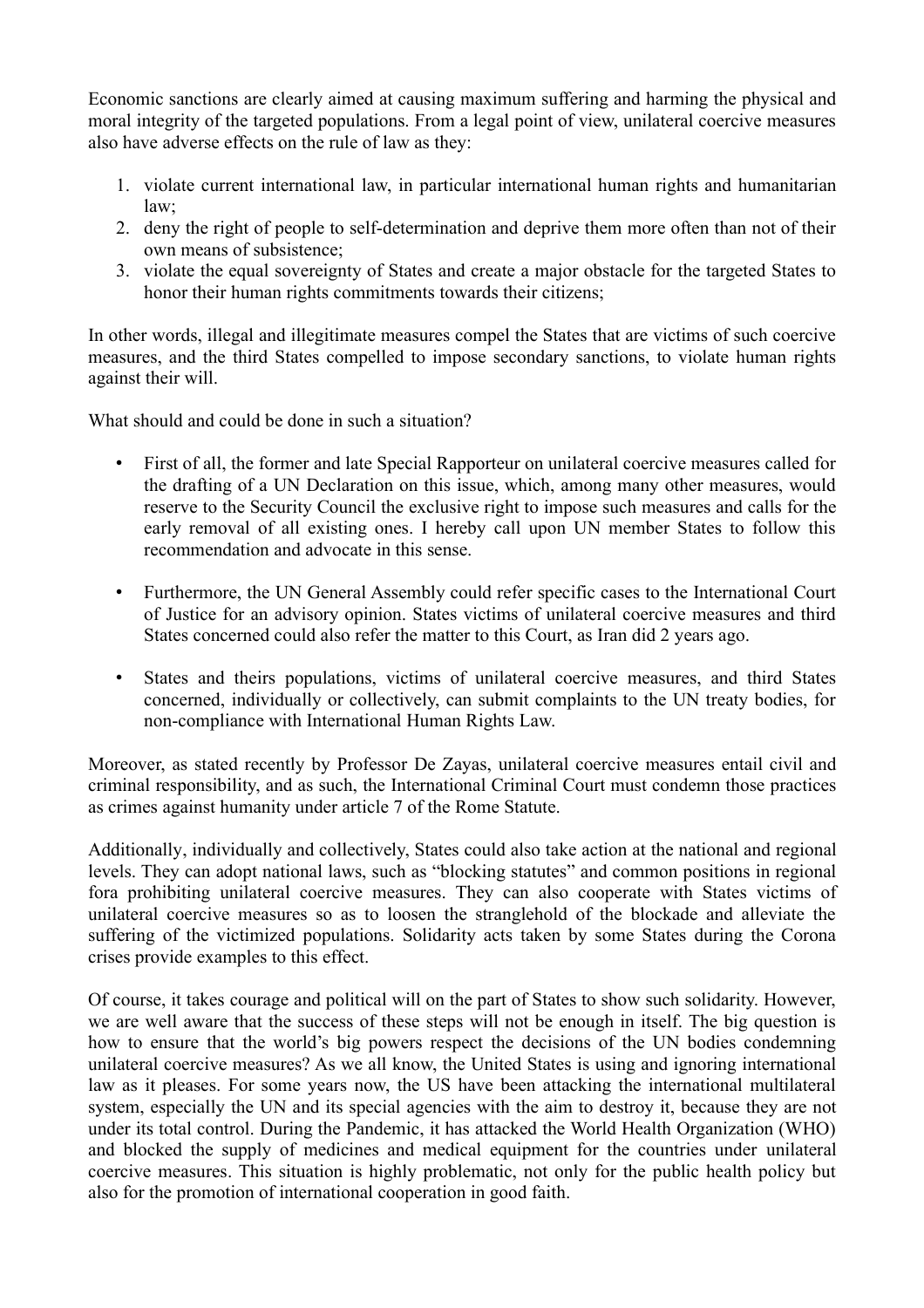Economic sanctions are clearly aimed at causing maximum suffering and harming the physical and moral integrity of the targeted populations. From a legal point of view, unilateral coercive measures also have adverse effects on the rule of law as they:

1. violate current international law, in particular international human rights and humanitarian law;
2. deny the right of people to self-determination and deprive them more often than not of their own means of subsistence;
3. violate the equal sovereignty of States and create a major obstacle for the targeted States to honor their human rights commitments towards their citizens;

In other words, illegal and illegitimate measures compel the States that are victims of such coercive measures, and the third States compelled to impose secondary sanctions, to violate human rights against their will.

What should and could be done in such a situation?

- First of all, the former and late Special Rapporteur on unilateral coercive measures called for the drafting of a UN Declaration on this issue, which, among many other measures, would reserve to the Security Council the exclusive right to impose such measures and calls for the early removal of all existing ones. I hereby call upon UN member States to follow this recommendation and advocate in this sense.

- Furthermore, the UN General Assembly could refer specific cases to the International Court of Justice for an advisory opinion. States victims of unilateral coercive measures and third States concerned could also refer the matter to this Court, as Iran did 2 years ago.

- States and theirs populations, victims of unilateral coercive measures, and third States concerned, individually or collectively, can submit complaints to the UN treaty bodies, for non-compliance with International Human Rights Law.

Moreover, as stated recently by Professor De Zayas, unilateral coercive measures entail civil and criminal responsibility, and as such, the International Criminal Court must condemn those practices as crimes against humanity under article 7 of the Rome Statute.

Additionally, individually and collectively, States could also take action at the national and regional levels. They can adopt national laws, such as "blocking statutes" and common positions in regional fora prohibiting unilateral coercive measures. They can also cooperate with States victims of unilateral coercive measures so as to loosen the stranglehold of the blockade and alleviate the suffering of the victimized populations. Solidarity acts taken by some States during the Corona crises provide examples to this effect.

Of course, it takes courage and political will on the part of States to show such solidarity. However, we are well aware that the success of these steps will not be enough in itself. The big question is how to ensure that the world's big powers respect the decisions of the UN bodies condemning unilateral coercive measures? As we all know, the United States is using and ignoring international law as it pleases. For some years now, the US have been attacking the international multilateral system, especially the UN and its special agencies with the aim to destroy it, because they are not under its total control. During the Pandemic, it has attacked the World Health Organization (WHO) and blocked the supply of medicines and medical equipment for the countries under unilateral coercive measures. This situation is highly problematic, not only for the public health policy but also for the promotion of international cooperation in good faith.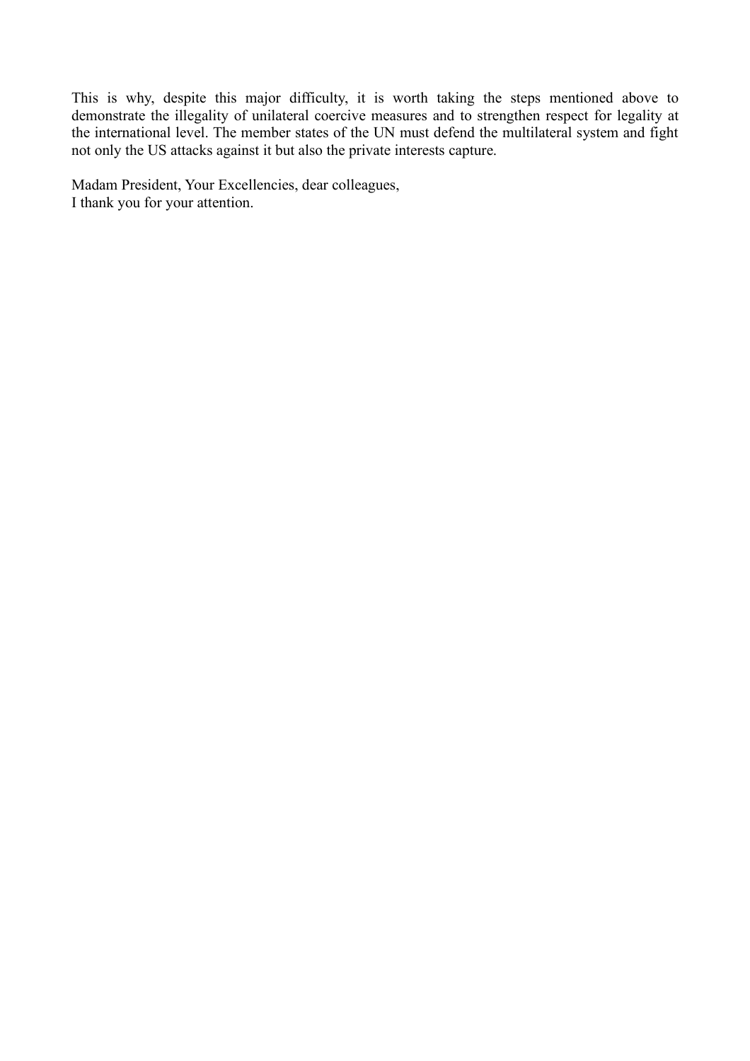This is why, despite this major difficulty, it is worth taking the steps mentioned above to demonstrate the illegality of unilateral coercive measures and to strengthen respect for legality at the international level. The member states of the UN must defend the multilateral system and fight not only the US attacks against it but also the private interests capture.

Madam President, Your Excellencies, dear colleagues,
I thank you for your attention.